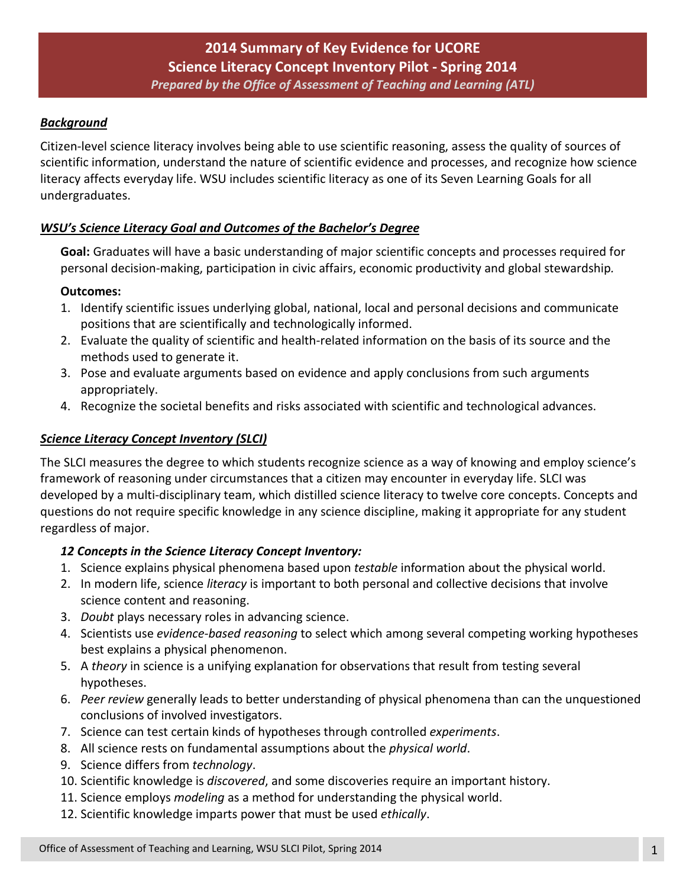# 2014 Summary of Key Evidence for UCORE
# Science Literacy Concept Inventory Pilot - Spring 2014
*Prepared by the Office of Assessment of Teaching and Learning (ATL)*

## ***Background***

Citizen-level science literacy involves being able to use scientific reasoning, assess the quality of sources of scientific information, understand the nature of scientific evidence and processes, and recognize how science literacy affects everyday life. WSU includes scientific literacy as one of its Seven Learning Goals for all undergraduates.

## ***WSU's Science Literacy Goal and Outcomes of the Bachelor's Degree***

**Goal:** Graduates will have a basic understanding of major scientific concepts and processes required for personal decision-making, participation in civic affairs, economic productivity and global stewardship.

**Outcomes:**

1. Identify scientific issues underlying global, national, local and personal decisions and communicate positions that are scientifically and technologically informed.
2. Evaluate the quality of scientific and health-related information on the basis of its source and the methods used to generate it.
3. Pose and evaluate arguments based on evidence and apply conclusions from such arguments appropriately.
4. Recognize the societal benefits and risks associated with scientific and technological advances.

## ***Science Literacy Concept Inventory (SLCI)***

The SLCI measures the degree to which students recognize science as a way of knowing and employ science's framework of reasoning under circumstances that a citizen may encounter in everyday life. SLCI was developed by a multi-disciplinary team, which distilled science literacy to twelve core concepts. Concepts and questions do not require specific knowledge in any science discipline, making it appropriate for any student regardless of major.

***12 Concepts in the Science Literacy Concept Inventory:***

1. Science explains physical phenomena based upon *testable* information about the physical world.
2. In modern life, science *literacy* is important to both personal and collective decisions that involve science content and reasoning.
3. *Doubt* plays necessary roles in advancing science.
4. Scientists use *evidence-based reasoning* to select which among several competing working hypotheses best explains a physical phenomenon.
5. A *theory* in science is a unifying explanation for observations that result from testing several hypotheses.
6. *Peer review* generally leads to better understanding of physical phenomena than can the unquestioned conclusions of involved investigators.
7. Science can test certain kinds of hypotheses through controlled *experiments*.
8. All science rests on fundamental assumptions about the *physical world*.
9. Science differs from *technology*.
10. Scientific knowledge is *discovered*, and some discoveries require an important history.
11. Science employs *modeling* as a method for understanding the physical world.
12. Scientific knowledge imparts power that must be used *ethically*.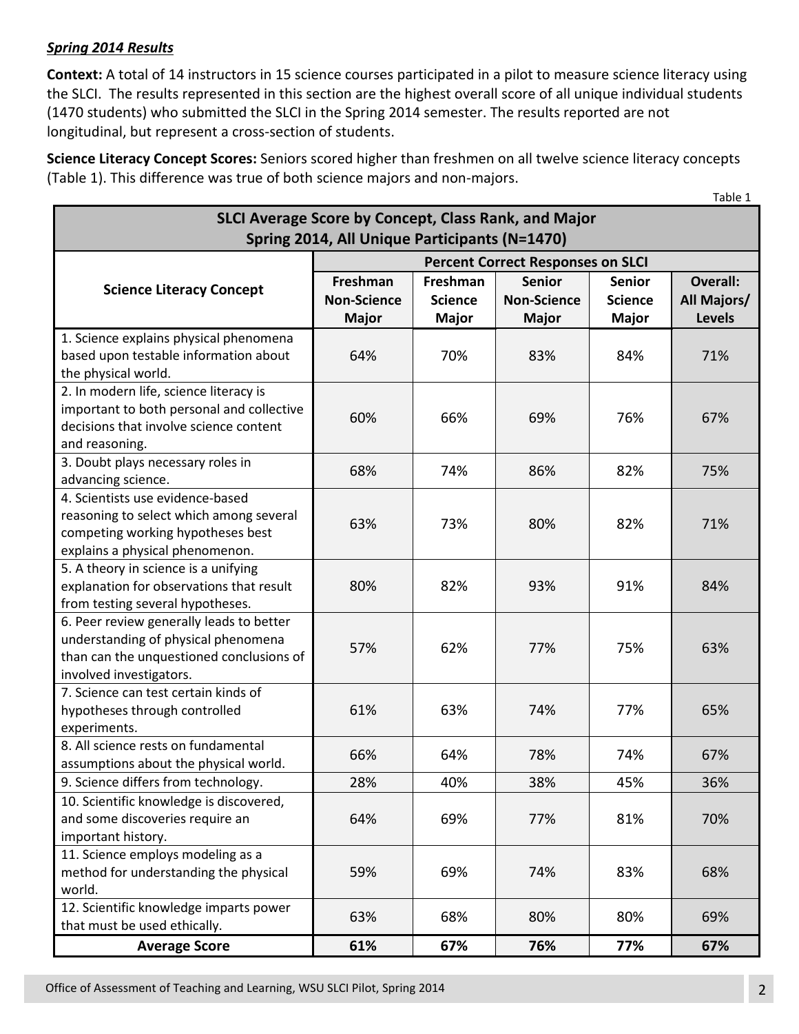***Spring 2014 Results***

**Context:** A total of 14 instructors in 15 science courses participated in a pilot to measure science literacy using the SLCI. The results represented in this section are the highest overall score of all unique individual students (1470 students) who submitted the SLCI in the Spring 2014 semester. The results reported are not longitudinal, but represent a cross-section of students.

**Science Literacy Concept Scores:** Seniors scored higher than freshmen on all twelve science literacy concepts (Table 1). This difference was true of both science majors and non-majors.

Table 1

**SLCI Average Score by Concept, Class Rank, and Major**
**Spring 2014, All Unique Participants (N=1470)**

| Science Literacy Concept | Percent Correct Responses on SLCI | | | | |
|---|---|---|---|---|---|
| | Freshman Non-Science Major | Freshman Science Major | Senior Non-Science Major | Senior Science Major | Overall: All Majors/ Levels |
| 1. Science explains physical phenomena based upon testable information about the physical world. | 64% | 70% | 83% | 84% | 71% |
| 2. In modern life, science literacy is important to both personal and collective decisions that involve science content and reasoning. | 60% | 66% | 69% | 76% | 67% |
| 3. Doubt plays necessary roles in advancing science. | 68% | 74% | 86% | 82% | 75% |
| 4. Scientists use evidence-based reasoning to select which among several competing working hypotheses best explains a physical phenomenon. | 63% | 73% | 80% | 82% | 71% |
| 5. A theory in science is a unifying explanation for observations that result from testing several hypotheses. | 80% | 82% | 93% | 91% | 84% |
| 6. Peer review generally leads to better understanding of physical phenomena than can the unquestioned conclusions of involved investigators. | 57% | 62% | 77% | 75% | 63% |
| 7. Science can test certain kinds of hypotheses through controlled experiments. | 61% | 63% | 74% | 77% | 65% |
| 8. All science rests on fundamental assumptions about the physical world. | 66% | 64% | 78% | 74% | 67% |
| 9. Science differs from technology. | 28% | 40% | 38% | 45% | 36% |
| 10. Scientific knowledge is discovered, and some discoveries require an important history. | 64% | 69% | 77% | 81% | 70% |
| 11. Science employs modeling as a method for understanding the physical world. | 59% | 69% | 74% | 83% | 68% |
| 12. Scientific knowledge imparts power that must be used ethically. | 63% | 68% | 80% | 80% | 69% |
| **Average Score** | **61%** | **67%** | **76%** | **77%** | **67%** |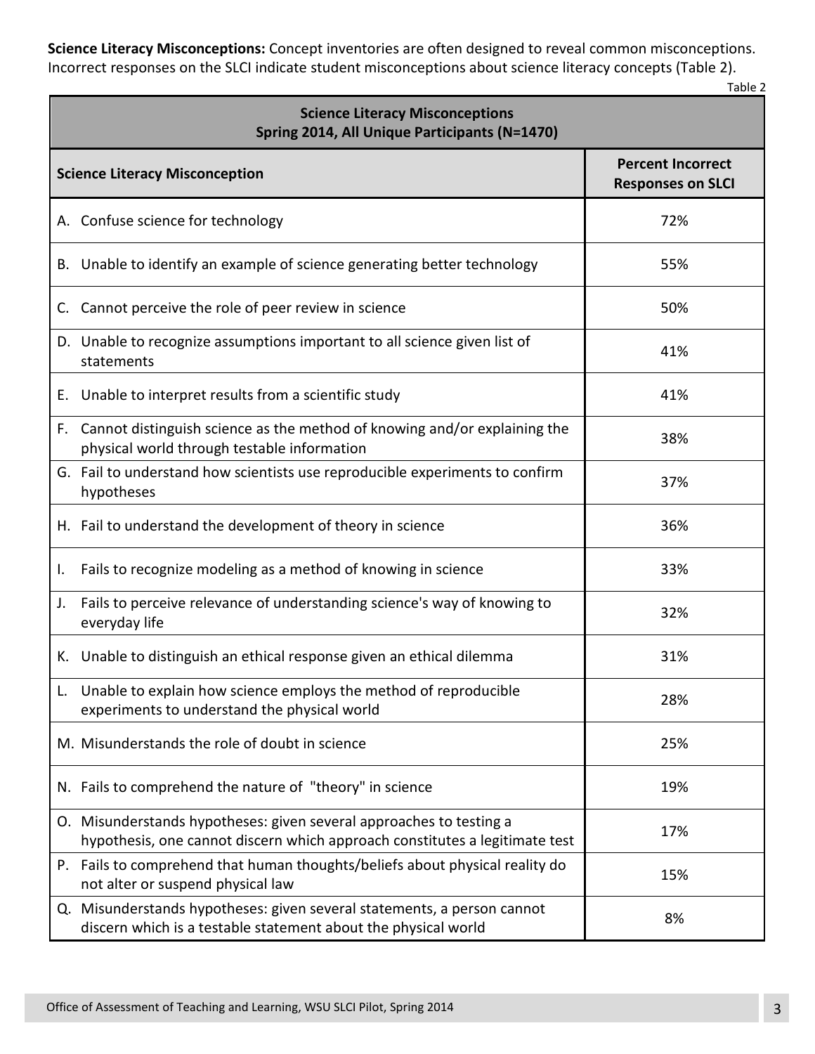**Science Literacy Misconceptions:** Concept inventories are often designed to reveal common misconceptions. Incorrect responses on the SLCI indicate student misconceptions about science literacy concepts (Table 2).

Table 2

| **Science Literacy Misconceptions<br>Spring 2014, All Unique Participants (N=1470)** | |
|---|---|
| **Science Literacy Misconception** | **Percent Incorrect Responses on SLCI** |
| A. Confuse science for technology | 72% |
| B. Unable to identify an example of science generating better technology | 55% |
| C. Cannot perceive the role of peer review in science | 50% |
| D. Unable to recognize assumptions important to all science given list of statements | 41% |
| E. Unable to interpret results from a scientific study | 41% |
| F. Cannot distinguish science as the method of knowing and/or explaining the physical world through testable information | 38% |
| G. Fail to understand how scientists use reproducible experiments to confirm hypotheses | 37% |
| H. Fail to understand the development of theory in science | 36% |
| I. Fails to recognize modeling as a method of knowing in science | 33% |
| J. Fails to perceive relevance of understanding science's way of knowing to everyday life | 32% |
| K. Unable to distinguish an ethical response given an ethical dilemma | 31% |
| L. Unable to explain how science employs the method of reproducible experiments to understand the physical world | 28% |
| M. Misunderstands the role of doubt in science | 25% |
| N. Fails to comprehend the nature of "theory" in science | 19% |
| O. Misunderstands hypotheses: given several approaches to testing a hypothesis, one cannot discern which approach constitutes a legitimate test | 17% |
| P. Fails to comprehend that human thoughts/beliefs about physical reality do not alter or suspend physical law | 15% |
| Q. Misunderstands hypotheses: given several statements, a person cannot discern which is a testable statement about the physical world | 8% |